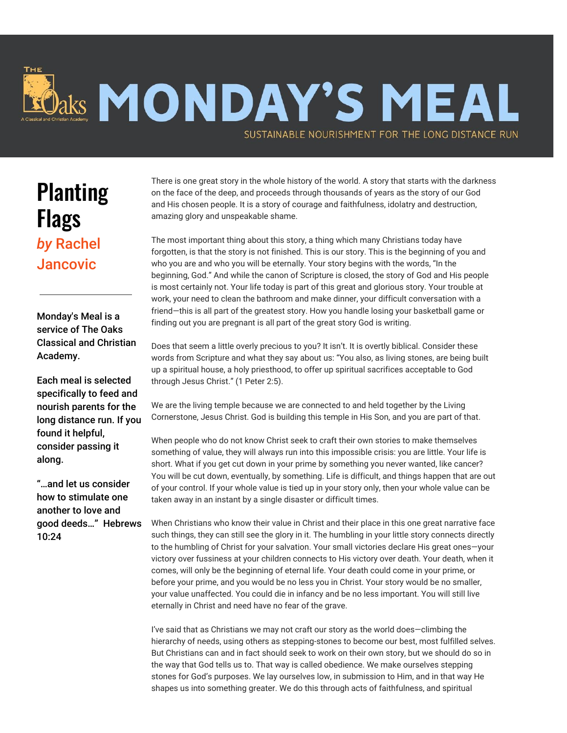# MONDAY'S MEAL

SUSTAINABLE NOURISHMENT FOR THE LONG DISTANCE RUN

## Planting Flags

*by* Rachel Jancovic

Monday's Meal is a service of The Oaks Classical and Christian Academy.

Each meal is selected specifically to feed and nourish parents for the long distance run. If you found it helpful, consider passing it along.

"…and let us consider how to stimulate one another to love and good deeds…" Hebrews 10:24

There is one great story in the whole history of the world. A story that starts with the darkness on the face of the deep, and proceeds through thousands of years as the story of our God and His chosen people. It is a story of courage and faithfulness, idolatry and destruction, amazing glory and unspeakable shame.

The most important thing about this story, a thing which many Christians today have forgotten, is that the story is not finished. This is our story. This is the beginning of you and who you are and who you will be eternally. Your story begins with the words, "In the beginning, God." And while the canon of Scripture is closed, the story of God and His people is most certainly not. Your life today is part of this great and glorious story. Your trouble at work, your need to clean the bathroom and make dinner, your difficult conversation with a friend—this is all part of the greatest story. How you handle losing your basketball game or finding out you are pregnant is all part of the great story God is writing.

Does that seem a little overly precious to you? It isn't. It is overtly biblical. Consider these words from Scripture and what they say about us: "You also, as living stones, are being built up a spiritual house, a holy priesthood, to offer up spiritual sacrifices acceptable to God through Jesus Christ." (1 Peter 2:5).

We are the living temple because we are connected to and held together by the Living Cornerstone, Jesus Christ. God is building this temple in His Son, and you are part of that.

When people who do not know Christ seek to craft their own stories to make themselves something of value, they will always run into this impossible crisis: you are little. Your life is short. What if you get cut down in your prime by something you never wanted, like cancer? You will be cut down, eventually, by something. Life is difficult, and things happen that are out of your control. If your whole value is tied up in your story only, then your whole value can be taken away in an instant by a single disaster or difficult times.

When Christians who know their value in Christ and their place in this one great narrative face such things, they can still see the glory in it. The humbling in your little story connects directly to the humbling of Christ for your salvation. Your small victories declare His great ones—your victory over fussiness at your children connects to His victory over death. Your death, when it comes, will only be the beginning of eternal life. Your death could come in your prime, or before your prime, and you would be no less you in Christ. Your story would be no smaller, your value unaffected. You could die in infancy and be no less important. You will still live eternally in Christ and need have no fear of the grave.

I've said that as Christians we may not craft our story as the world does—climbing the hierarchy of needs, using others as stepping-stones to become our best, most fulfilled selves. But Christians can and in fact should seek to work on their own story, but we should do so in the way that God tells us to. That way is called obedience. We make ourselves stepping stones for God's purposes. We lay ourselves low, in submission to Him, and in that way He shapes us into something greater. We do this through acts of faithfulness, and spiritual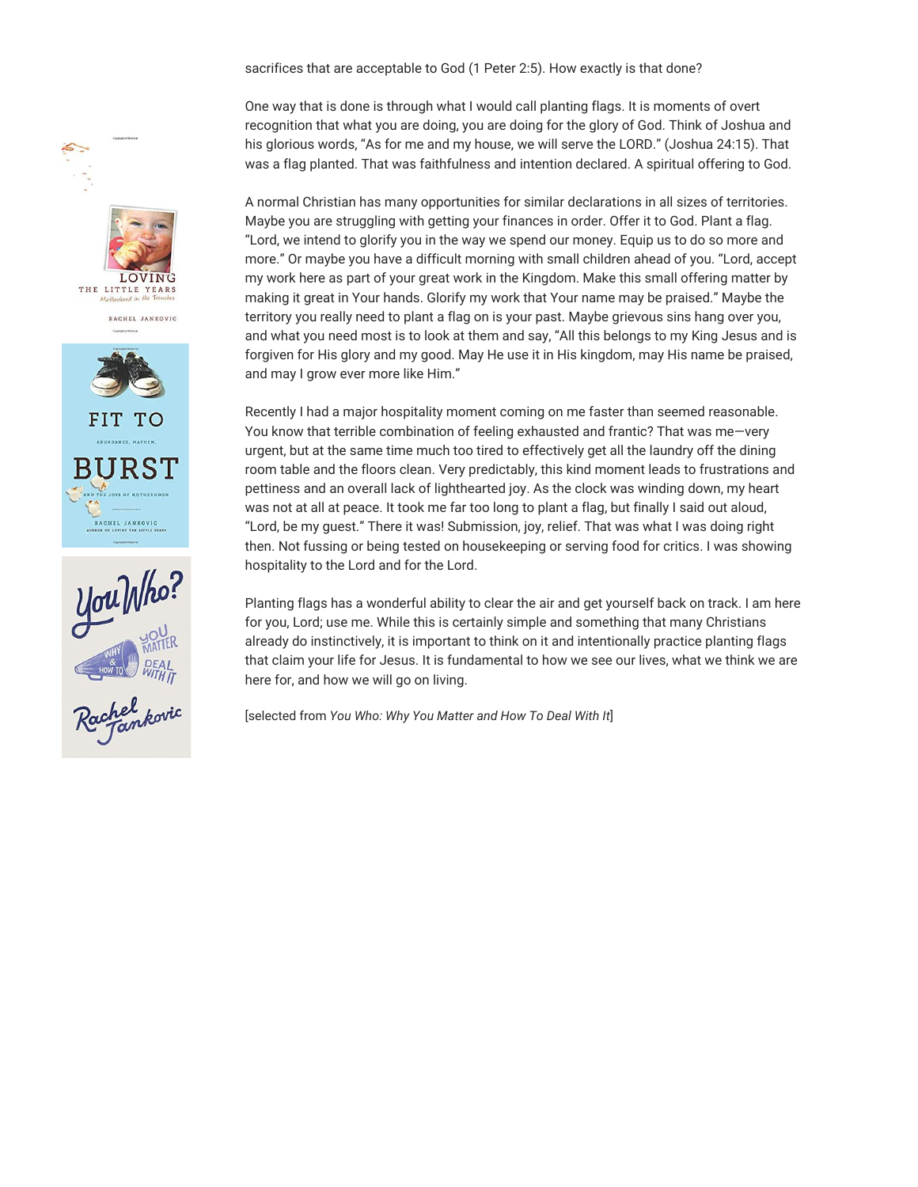sacrifices that are acceptable to God (1 Peter 2:5). How exactly is that done?

One way that is done is through what I would call planting flags. It is moments of overt recognition that what you are doing, you are doing for the glory of God. Think of Joshua and his glorious words, "As for me and my house, we will serve the LORD." (Joshua 24:15). That was a flag planted. That was faithfulness and intention declared. A spiritual offering to God.

A normal Christian has many opportunities for similar declarations in all sizes of territories. Maybe you are struggling with getting your finances in order. Offer it to God. Plant a flag. "Lord, we intend to glorify you in the way we spend our money. Equip us to do so more and more." Or maybe you have a difficult morning with small children ahead of you. "Lord, accept my work here as part of your great work in the Kingdom. Make this small offering matter by making it great in Your hands. Glorify my work that Your name may be praised." Maybe the territory you really need to plant a flag on is your past. Maybe grievous sins hang over you, and what you need most is to look at them and say, "All this belongs to my King Jesus and is forgiven for His glory and my good. May He use it in His kingdom, may His name be praised, and may I grow ever more like Him."

Recently I had a major hospitality moment coming on me faster than seemed reasonable. You know that terrible combination of feeling exhausted and frantic? That was me—very urgent, but at the same time much too tired to effectively get all the laundry off the dining room table and the floors clean. Very predictably, this kind moment leads to frustrations and pettiness and an overall lack of lighthearted joy. As the clock was winding down, my heart was not at all at peace. It took me far too long to plant a flag, but finally I said out loud, "Lord, be my guest." There it was! Submission, joy, relief. That was what I was doing right then. Not fussing or being tested on housekeeping or serving food for critics. I was showing hospitality to the Lord and for the Lord.

Planting flags has a wonderful ability to clear the air and get yourself back on track. I am here for you, Lord; use me. While this is certainly simple and something that many Christians already do instinctively, it is important to think on it and intentionally practice planting flags that claim your life for Jesus. It is fundamental to how we see our lives, what we think we are here for, and how we will go on living.

[selected from *You Who: Why You Matter and How To Deal With It*]